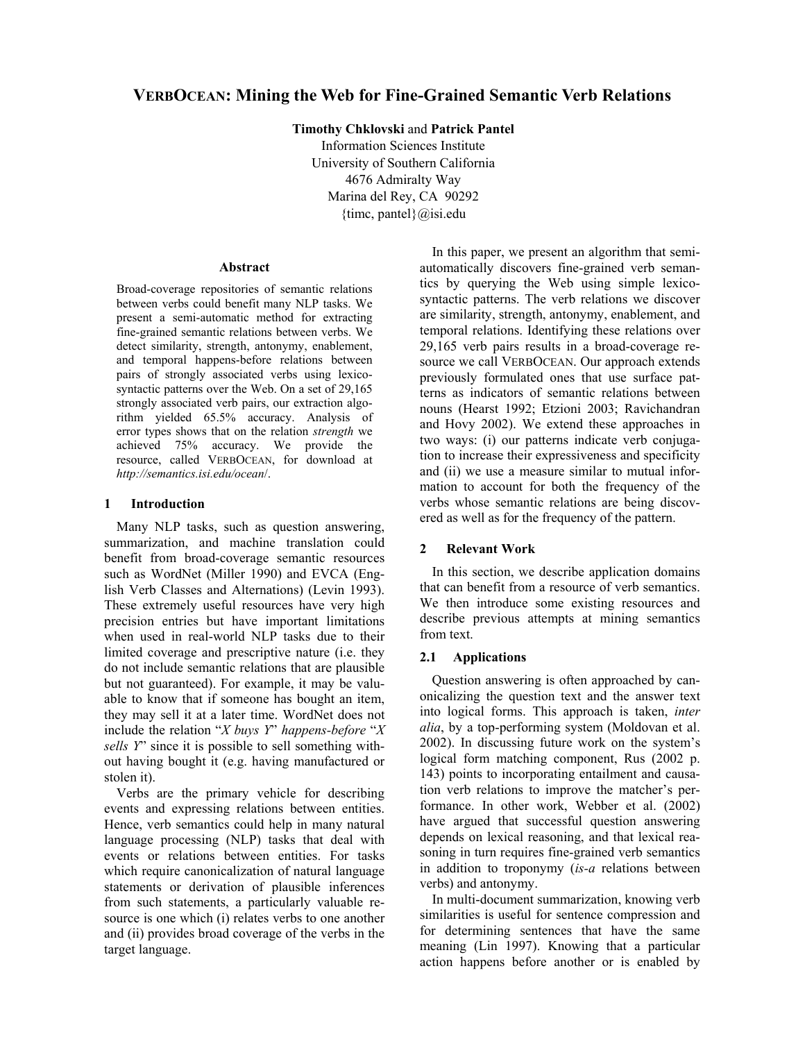# VERBOCEAN: Mining the Web for Fine-Grained Semantic Verb Relations

**Timothy Chklovski** and **Patrick Pantel**
Information Sciences Institute
University of Southern California
4676 Admiralty Way
Marina del Rey, CA 90292
{timc, pantel}@isi.edu

### Abstract

Broad-coverage repositories of semantic relations between verbs could benefit many NLP tasks. We present a semi-automatic method for extracting fine-grained semantic relations between verbs. We detect similarity, strength, antonymy, enablement, and temporal happens-before relations between pairs of strongly associated verbs using lexico-syntactic patterns over the Web. On a set of 29,165 strongly associated verb pairs, our extraction algorithm yielded 65.5% accuracy. Analysis of error types shows that on the relation *strength* we achieved 75% accuracy. We provide the resource, called VERBOCEAN, for download at *http://semantics.isi.edu/ocean/*.

## 1 Introduction

Many NLP tasks, such as question answering, summarization, and machine translation could benefit from broad-coverage semantic resources such as WordNet (Miller 1990) and EVCA (English Verb Classes and Alternations) (Levin 1993). These extremely useful resources have very high precision entries but have important limitations when used in real-world NLP tasks due to their limited coverage and prescriptive nature (i.e. they do not include semantic relations that are plausible but not guaranteed). For example, it may be valuable to know that if someone has bought an item, they may sell it at a later time. WordNet does not include the relation "*X buys Y*" *happens-before* "*X sells Y*" since it is possible to sell something without having bought it (e.g. having manufactured or stolen it).

Verbs are the primary vehicle for describing events and expressing relations between entities. Hence, verb semantics could help in many natural language processing (NLP) tasks that deal with events or relations between entities. For tasks which require canonicalization of natural language statements or derivation of plausible inferences from such statements, a particularly valuable resource is one which (i) relates verbs to one another and (ii) provides broad coverage of the verbs in the target language.

In this paper, we present an algorithm that semi-automatically discovers fine-grained verb semantics by querying the Web using simple lexico-syntactic patterns. The verb relations we discover are similarity, strength, antonymy, enablement, and temporal relations. Identifying these relations over 29,165 verb pairs results in a broad-coverage resource we call VERBOCEAN. Our approach extends previously formulated ones that use surface patterns as indicators of semantic relations between nouns (Hearst 1992; Etzioni 2003; Ravichandran and Hovy 2002). We extend these approaches in two ways: (i) our patterns indicate verb conjugation to increase their expressiveness and specificity and (ii) we use a measure similar to mutual information to account for both the frequency of the verbs whose semantic relations are being discovered as well as for the frequency of the pattern.

## 2 Relevant Work

In this section, we describe application domains that can benefit from a resource of verb semantics. We then introduce some existing resources and describe previous attempts at mining semantics from text.

### 2.1 Applications

Question answering is often approached by canonicalizing the question text and the answer text into logical forms. This approach is taken, *inter alia*, by a top-performing system (Moldovan et al. 2002). In discussing future work on the system's logical form matching component, Rus (2002 p. 143) points to incorporating entailment and causation verb relations to improve the matcher's performance. In other work, Webber et al. (2002) have argued that successful question answering depends on lexical reasoning, and that lexical reasoning in turn requires fine-grained verb semantics in addition to troponymy (*is-a* relations between verbs) and antonymy.

In multi-document summarization, knowing verb similarities is useful for sentence compression and for determining sentences that have the same meaning (Lin 1997). Knowing that a particular action happens before another or is enabled by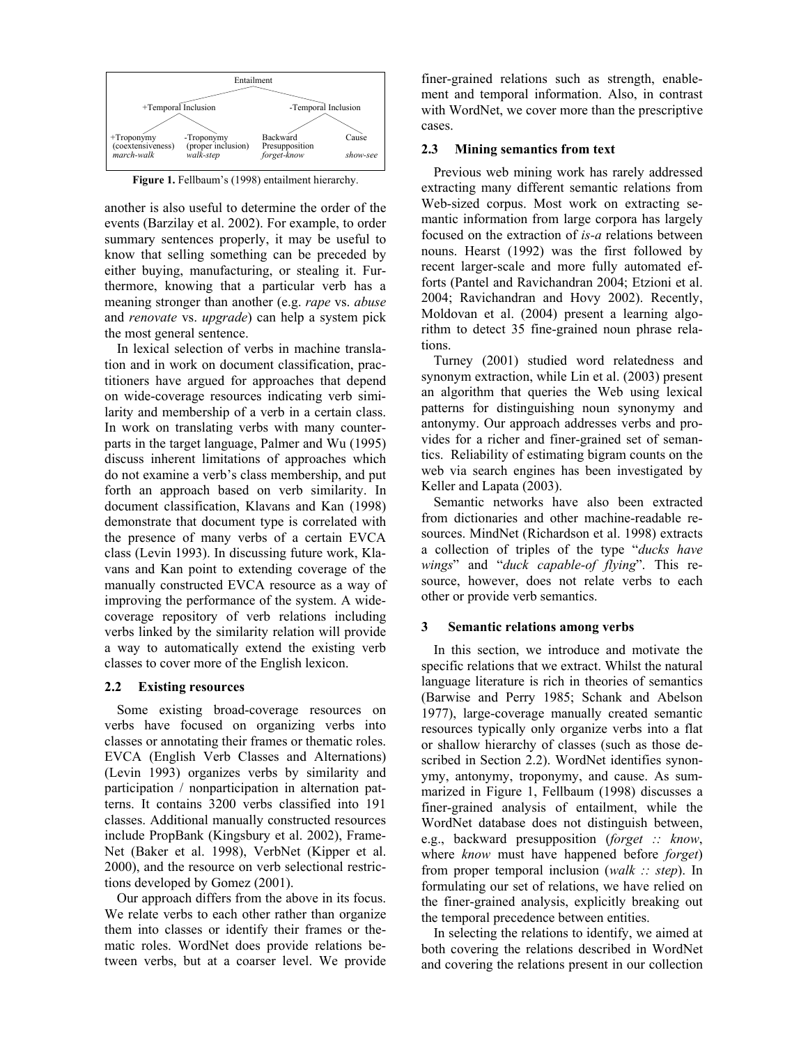Entailment

+Temporal Inclusion | -Temporal Inclusion

+Troponymy (coextensiveness) *march-walk* | -Troponymy (proper inclusion) *walk-step* | Backward Presupposition *forget-know* | Cause *show-see*

**Figure 1.** Fellbaum's (1998) entailment hierarchy.

another is also useful to determine the order of the events (Barzilay et al. 2002). For example, to order summary sentences properly, it may be useful to know that selling something can be preceded by either buying, manufacturing, or stealing it. Furthermore, knowing that a particular verb has a meaning stronger than another (e.g. *rape* vs. *abuse* and *renovate* vs. *upgrade*) can help a system pick the most general sentence.

In lexical selection of verbs in machine translation and in work on document classification, practitioners have argued for approaches that depend on wide-coverage resources indicating verb similarity and membership of a verb in a certain class. In work on translating verbs with many counterparts in the target language, Palmer and Wu (1995) discuss inherent limitations of approaches which do not examine a verb's class membership, and put forth an approach based on verb similarity. In document classification, Klavans and Kan (1998) demonstrate that document type is correlated with the presence of many verbs of a certain EVCA class (Levin 1993). In discussing future work, Klavans and Kan point to extending coverage of the manually constructed EVCA resource as a way of improving the performance of the system. A wide-coverage repository of verb relations including verbs linked by the similarity relation will provide a way to automatically extend the existing verb classes to cover more of the English lexicon.

### 2.2 Existing resources

Some existing broad-coverage resources on verbs have focused on organizing verbs into classes or annotating their frames or thematic roles. EVCA (English Verb Classes and Alternations) (Levin 1993) organizes verbs by similarity and participation / nonparticipation in alternation patterns. It contains 3200 verbs classified into 191 classes. Additional manually constructed resources include PropBank (Kingsbury et al. 2002), FrameNet (Baker et al. 1998), VerbNet (Kipper et al. 2000), and the resource on verb selectional restrictions developed by Gomez (2001).

Our approach differs from the above in its focus. We relate verbs to each other rather than organize them into classes or identify their frames or thematic roles. WordNet does provide relations between verbs, but at a coarser level. We provide finer-grained relations such as strength, enablement and temporal information. Also, in contrast with WordNet, we cover more than the prescriptive cases.

### 2.3 Mining semantics from text

Previous web mining work has rarely addressed extracting many different semantic relations from Web-sized corpus. Most work on extracting semantic information from large corpora has largely focused on the extraction of *is-a* relations between nouns. Hearst (1992) was the first followed by recent larger-scale and more fully automated efforts (Pantel and Ravichandran 2004; Etzioni et al. 2004; Ravichandran and Hovy 2002). Recently, Moldovan et al. (2004) present a learning algorithm to detect 35 fine-grained noun phrase relations.

Turney (2001) studied word relatedness and synonym extraction, while Lin et al. (2003) present an algorithm that queries the Web using lexical patterns for distinguishing noun synonymy and antonymy. Our approach addresses verbs and provides for a richer and finer-grained set of semantics. Reliability of estimating bigram counts on the web via search engines has been investigated by Keller and Lapata (2003).

Semantic networks have also been extracted from dictionaries and other machine-readable resources. MindNet (Richardson et al. 1998) extracts a collection of triples of the type "*ducks have wings*" and "*duck capable-of flying*". This resource, however, does not relate verbs to each other or provide verb semantics.

## 3 Semantic relations among verbs

In this section, we introduce and motivate the specific relations that we extract. Whilst the natural language literature is rich in theories of semantics (Barwise and Perry 1985; Schank and Abelson 1977), large-coverage manually created semantic resources typically only organize verbs into a flat or shallow hierarchy of classes (such as those described in Section 2.2). WordNet identifies synonymy, antonymy, troponymy, and cause. As summarized in Figure 1, Fellbaum (1998) discusses a finer-grained analysis of entailment, while the WordNet database does not distinguish between, e.g., backward presupposition (*forget :: know*, where *know* must have happened before *forget*) from proper temporal inclusion (*walk :: step*). In formulating our set of relations, we have relied on the finer-grained analysis, explicitly breaking out the temporal precedence between entities.

In selecting the relations to identify, we aimed at both covering the relations described in WordNet and covering the relations present in our collection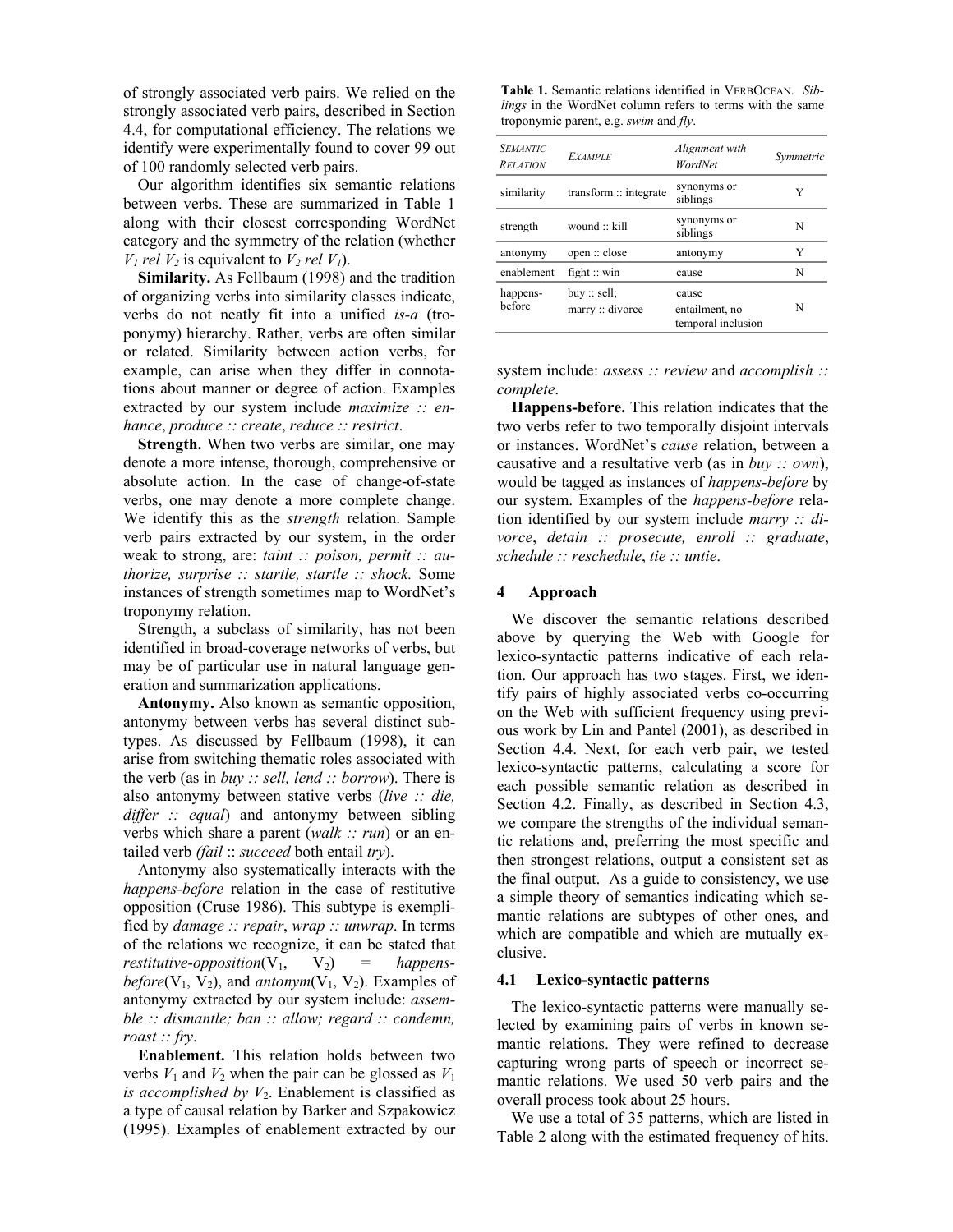of strongly associated verb pairs. We relied on the strongly associated verb pairs, described in Section 4.4, for computational efficiency. The relations we identify were experimentally found to cover 99 out of 100 randomly selected verb pairs.

Our algorithm identifies six semantic relations between verbs. These are summarized in Table 1 along with their closest corresponding WordNet category and the symmetry of the relation (whether $V_1$ *rel* $V_2$ is equivalent to $V_2$ *rel* $V_1$).

**Similarity.** As Fellbaum (1998) and the tradition of organizing verbs into similarity classes indicate, verbs do not neatly fit into a unified *is-a* (troponymy) hierarchy. Rather, verbs are often similar or related. Similarity between action verbs, for example, can arise when they differ in connotations about manner or degree of action. Examples extracted by our system include *maximize :: enhance*, *produce :: create*, *reduce :: restrict*.

**Strength.** When two verbs are similar, one may denote a more intense, thorough, comprehensive or absolute action. In the case of change-of-state verbs, one may denote a more complete change. We identify this as the *strength* relation. Sample verb pairs extracted by our system, in the order weak to strong, are: *taint :: poison, permit :: authorize, surprise :: startle, startle :: shock.* Some instances of strength sometimes map to WordNet's troponymy relation.

Strength, a subclass of similarity, has not been identified in broad-coverage networks of verbs, but may be of particular use in natural language generation and summarization applications.

**Antonymy.** Also known as semantic opposition, antonymy between verbs has several distinct subtypes. As discussed by Fellbaum (1998), it can arise from switching thematic roles associated with the verb (as in *buy :: sell, lend :: borrow*). There is also antonymy between stative verbs (*live :: die, differ :: equal*) and antonymy between sibling verbs which share a parent (*walk :: run*) or an entailed verb *(fail* :: *succeed* both entail *try*).

Antonymy also systematically interacts with the *happens-before* relation in the case of restitutive opposition (Cruse 1986). This subtype is exemplified by *damage :: repair*, *wrap :: unwrap*. In terms of the relations we recognize, it can be stated that *restitutive-opposition*($V_1$, $V_2$) = *happens-before*($V_1$, $V_2$), and *antonym*($V_1$, $V_2$). Examples of antonymy extracted by our system include: *assemble :: dismantle; ban :: allow; regard :: condemn, roast :: fry*.

**Enablement.** This relation holds between two verbs $V_1$ and $V_2$ when the pair can be glossed as $V_1$ *is accomplished by* $V_2$. Enablement is classified as a type of causal relation by Barker and Szpakowicz (1995). Examples of enablement extracted by our system include: *assess :: review* and *accomplish :: complete*.

**Table 1.** Semantic relations identified in VERBOCEAN. *Siblings* in the WordNet column refers to terms with the same troponymic parent, e.g. *swim* and *fly*.

| *Semantic Relation* | *Example* | *Alignment with WordNet* | *Symmetric* |
|---|---|---|---|
| similarity | transform :: integrate | synonyms or siblings | Y |
| strength | wound :: kill | synonyms or siblings | N |
| antonymy | open :: close | antonymy | Y |
| enablement | fight :: win | cause | N |
| happens-before | buy :: sell; marry :: divorce | cause entailment, no temporal inclusion | N |

**Happens-before.** This relation indicates that the two verbs refer to two temporally disjoint intervals or instances. WordNet's *cause* relation, between a causative and a resultative verb (as in *buy :: own*), would be tagged as instances of *happens-before* by our system. Examples of the *happens-before* relation identified by our system include *marry :: divorce*, *detain :: prosecute, enroll :: graduate*, *schedule :: reschedule*, *tie :: untie*.

## 4 Approach

We discover the semantic relations described above by querying the Web with Google for lexico-syntactic patterns indicative of each relation. Our approach has two stages. First, we identify pairs of highly associated verbs co-occurring on the Web with sufficient frequency using previous work by Lin and Pantel (2001), as described in Section 4.4. Next, for each verb pair, we tested lexico-syntactic patterns, calculating a score for each possible semantic relation as described in Section 4.2. Finally, as described in Section 4.3, we compare the strengths of the individual semantic relations and, preferring the most specific and then strongest relations, output a consistent set as the final output. As a guide to consistency, we use a simple theory of semantics indicating which semantic relations are subtypes of other ones, and which are compatible and which are mutually exclusive.

### 4.1 Lexico-syntactic patterns

The lexico-syntactic patterns were manually selected by examining pairs of verbs in known semantic relations. They were refined to decrease capturing wrong parts of speech or incorrect semantic relations. We used 50 verb pairs and the overall process took about 25 hours.

We use a total of 35 patterns, which are listed in Table 2 along with the estimated frequency of hits.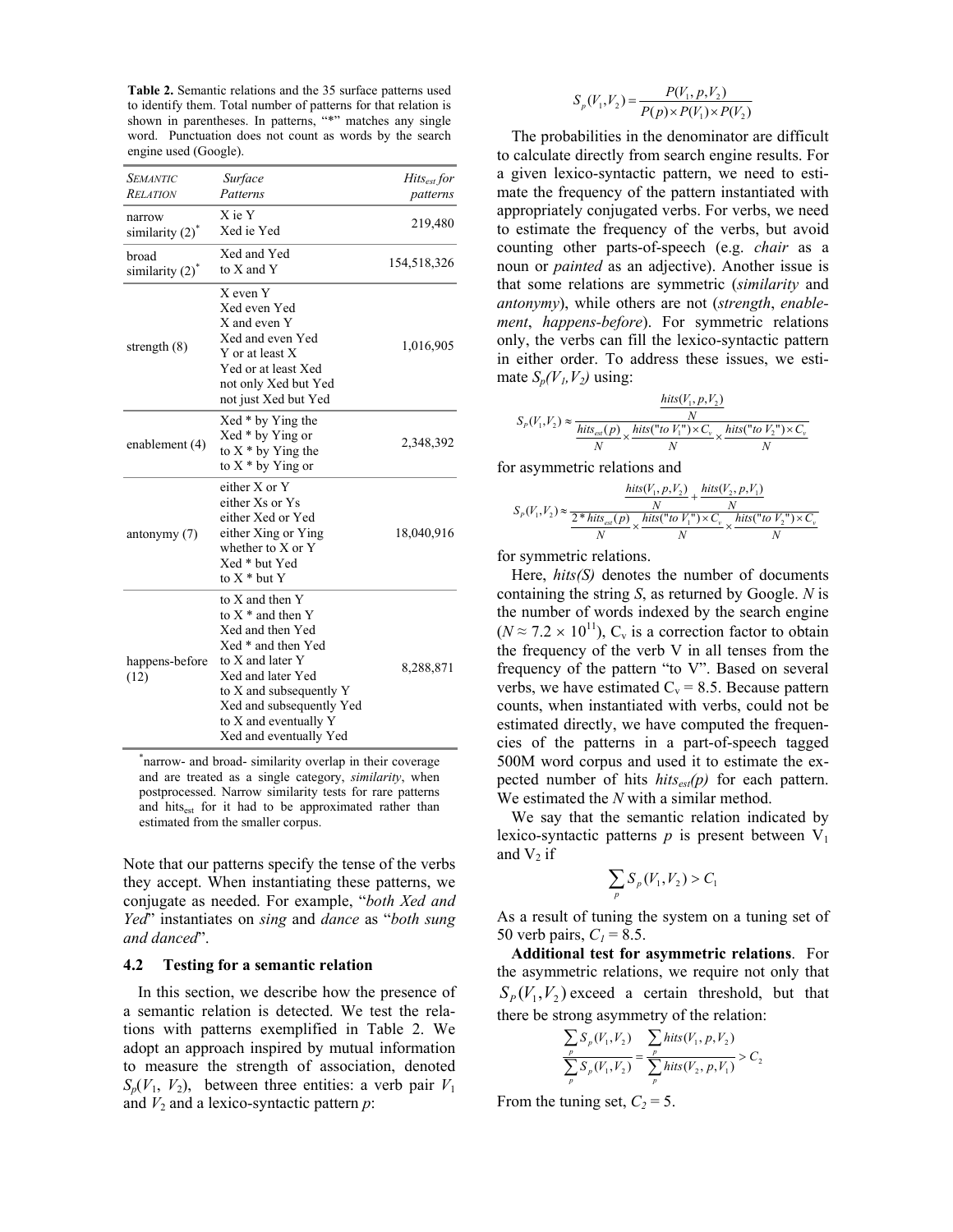**Table 2.** Semantic relations and the 35 surface patterns used to identify them. Total number of patterns for that relation is shown in parentheses. In patterns, "*" matches any single word. Punctuation does not count as words by the search engine used (Google).

| Semantic Relation | Surface Patterns | $Hits_{est}$ for patterns |
|---|---|---|
| narrow similarity (2)* | X ie Y<br>Xed ie Yed | 219,480 |
| broad similarity (2)* | Xed and Yed<br>to X and Y | 154,518,326 |
| strength (8) | X even Y<br>Xed even Yed<br>X and even Y<br>Xed and even Yed<br>Y or at least X<br>Yed or at least Xed<br>not only Xed but Yed<br>not just Xed but Yed | 1,016,905 |
| enablement (4) | Xed * by Ying the<br>Xed * by Ying or<br>to X * by Ying the<br>to X * by Ying or | 2,348,392 |
| antonymy (7) | either X or Y<br>either Xs or Ys<br>either Xed or Yed<br>either Xing or Ying<br>whether to X or Y<br>Xed * but Yed<br>to X * but Y | 18,040,916 |
| happens-before (12) | to X and then Y<br>to X * and then Y<br>Xed and then Yed<br>Xed * and then Yed<br>to X and later Y<br>Xed and later Yed<br>to X and subsequently Y<br>Xed and subsequently Yed<br>to X and eventually Y<br>Xed and eventually Yed | 8,288,871 |

*narrow- and broad- similarity overlap in their coverage and are treated as a single category, *similarity*, when postprocessed. Narrow similarity tests for rare patterns and $hits_{est}$ for it had to be approximated rather than estimated from the smaller corpus.

Note that our patterns specify the tense of the verbs they accept. When instantiating these patterns, we conjugate as needed. For example, "*both Xed and Yed*" instantiates on *sing* and *dance* as "*both sung and danced*".

### 4.2 Testing for a semantic relation

In this section, we describe how the presence of a semantic relation is detected. We test the relations with patterns exemplified in Table 2. We adopt an approach inspired by mutual information to measure the strength of association, denoted $S_p(V_1, V_2)$, between three entities: a verb pair $V_1$ and $V_2$ and a lexico-syntactic pattern $p$:

$$S_p(V_1, V_2) = \frac{P(V_1, p, V_2)}{P(p) \times P(V_1) \times P(V_2)}$$

The probabilities in the denominator are difficult to calculate directly from search engine results. For a given lexico-syntactic pattern, we need to estimate the frequency of the pattern instantiated with appropriately conjugated verbs. For verbs, we need to estimate the frequency of the verbs, but avoid counting other parts-of-speech (e.g. *chair* as a noun or *painted* as an adjective). Another issue is that some relations are symmetric (*similarity* and *antonymy*), while others are not (*strength*, *enablement*, *happens-before*). For symmetric relations only, the verbs can fill the lexico-syntactic pattern in either order. To address these issues, we estimate $S_p(V_1, V_2)$ using:

$$S_P(V_1, V_2) \approx \frac{\frac{hits(V_1, p, V_2)}{N}}{\frac{hits_{est}(p)}{N} \times \frac{hits(\text{"to } V_1\text{"}) \times C_v}{N} \times \frac{hits(\text{"to } V_2\text{"}) \times C_v}{N}}$$

for asymmetric relations and

$$S_P(V_1, V_2) \approx \frac{\frac{hits(V_1, p, V_2)}{N} + \frac{hits(V_2, p, V_1)}{N}}{\frac{2 * hits_{est}(p)}{N} \times \frac{hits(\text{"to } V_1\text{"}) \times C_v}{N} \times \frac{hits(\text{"to } V_2\text{"}) \times C_v}{N}}$$

for symmetric relations.

Here, *hits(S)* denotes the number of documents containing the string *S*, as returned by Google. *N* is the number of words indexed by the search engine ($N \approx 7.2 \times 10^{11}$), $C_v$ is a correction factor to obtain the frequency of the verb V in all tenses from the frequency of the pattern "to V". Based on several verbs, we have estimated $C_v = 8.5$. Because pattern counts, when instantiated with verbs, could not be estimated directly, we have computed the frequencies of the patterns in a part-of-speech tagged 500M word corpus and used it to estimate the expected number of hits $hits_{est}(p)$ for each pattern. We estimated the *N* with a similar method.

We say that the semantic relation indicated by lexico-syntactic patterns $p$ is present between $V_1$ and $V_2$ if

$$\sum_p S_p(V_1, V_2) > C_1$$

As a result of tuning the system on a tuning set of 50 verb pairs, $C_1 = 8.5$.

**Additional test for asymmetric relations**. For the asymmetric relations, we require not only that $S_P(V_1, V_2)$ exceed a certain threshold, but that there be strong asymmetry of the relation:

$$\frac{\sum_p S_p(V_1, V_2)}{\sum_p S_p(V_1, V_2)} = \frac{\sum_p hits(V_1, p, V_2)}{\sum_p hits(V_2, p, V_1)} > C_2$$

From the tuning set, $C_2 = 5$.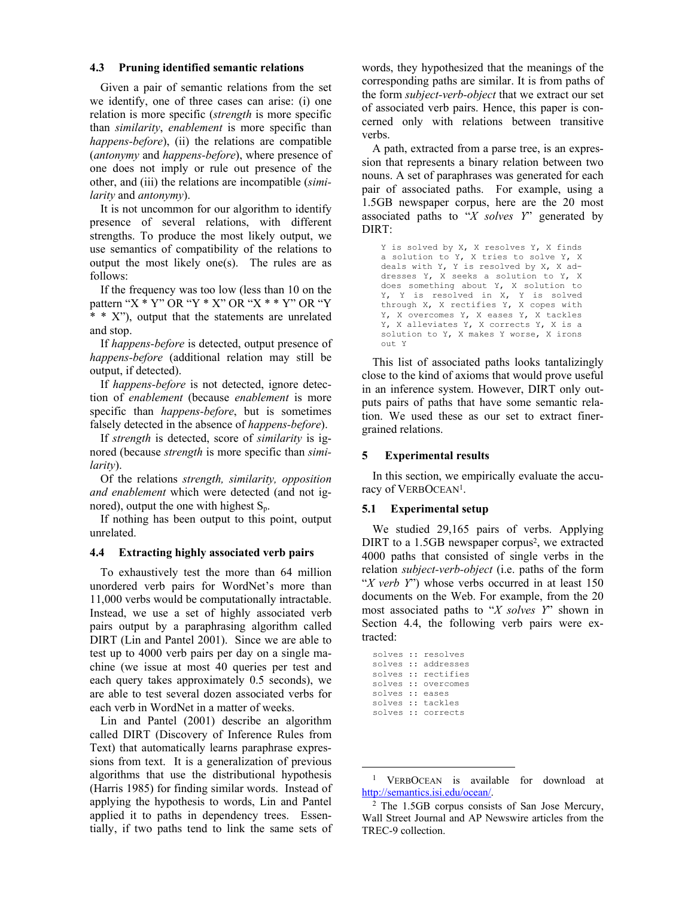### 4.3 Pruning identified semantic relations

Given a pair of semantic relations from the set we identify, one of three cases can arise: (i) one relation is more specific (*strength* is more specific than *similarity*, *enablement* is more specific than *happens-before*), (ii) the relations are compatible (*antonymy* and *happens-before*), where presence of one does not imply or rule out presence of the other, and (iii) the relations are incompatible (*similarity* and *antonymy*).

It is not uncommon for our algorithm to identify presence of several relations, with different strengths. To produce the most likely output, we use semantics of compatibility of the relations to output the most likely one(s). The rules are as follows:

If the frequency was too low (less than 10 on the pattern "X * Y" OR "Y * X" OR "X * * Y" OR "Y * * X"), output that the statements are unrelated and stop.

If *happens-before* is detected, output presence of *happens-before* (additional relation may still be output, if detected).

If *happens-before* is not detected, ignore detection of *enablement* (because *enablement* is more specific than *happens-before*, but is sometimes falsely detected in the absence of *happens-before*).

If *strength* is detected, score of *similarity* is ignored (because *strength* is more specific than *similarity*).

Of the relations *strength, similarity, opposition and enablement* which were detected (and not ignored), output the one with highest $S_p$.

If nothing has been output to this point, output unrelated.

### 4.4 Extracting highly associated verb pairs

To exhaustively test the more than 64 million unordered verb pairs for WordNet's more than 11,000 verbs would be computationally intractable. Instead, we use a set of highly associated verb pairs output by a paraphrasing algorithm called DIRT (Lin and Pantel 2001). Since we are able to test up to 4000 verb pairs per day on a single machine (we issue at most 40 queries per test and each query takes approximately 0.5 seconds), we are able to test several dozen associated verbs for each verb in WordNet in a matter of weeks.

Lin and Pantel (2001) describe an algorithm called DIRT (Discovery of Inference Rules from Text) that automatically learns paraphrase expressions from text. It is a generalization of previous algorithms that use the distributional hypothesis (Harris 1985) for finding similar words. Instead of applying the hypothesis to words, Lin and Pantel applied it to paths in dependency trees. Essentially, if two paths tend to link the same sets of words, they hypothesized that the meanings of the corresponding paths are similar. It is from paths of the form *subject-verb-object* that we extract our set of associated verb pairs. Hence, this paper is concerned only with relations between transitive verbs.

A path, extracted from a parse tree, is an expression that represents a binary relation between two nouns. A set of paraphrases was generated for each pair of associated paths. For example, using a 1.5GB newspaper corpus, here are the 20 most associated paths to "*X solves Y*" generated by DIRT:

```
Y is solved by X, X resolves Y, X finds
a solution to Y, X tries to solve Y, X
deals with Y, Y is resolved by X, X ad-
dresses Y, X seeks a solution to Y, X
does something about Y, X solution to
Y, Y is resolved in X, Y is solved
through X, X rectifies Y, X copes with
Y, X overcomes Y, X eases Y, X tackles
Y, X alleviates Y, X corrects Y, X is a
solution to Y, X makes Y worse, X irons
out Y
```

This list of associated paths looks tantalizingly close to the kind of axioms that would prove useful in an inference system. However, DIRT only outputs pairs of paths that have some semantic relation. We used these as our set to extract finer-grained relations.

## 5 Experimental results

In this section, we empirically evaluate the accuracy of VerbOcean[1].

### 5.1 Experimental setup

We studied 29,165 pairs of verbs. Applying DIRT to a 1.5GB newspaper corpus[2], we extracted 4000 paths that consisted of single verbs in the relation *subject-verb-object* (i.e. paths of the form "*X verb Y*") whose verbs occurred in at least 150 documents on the Web. For example, from the 20 most associated paths to "*X solves Y*" shown in Section 4.4, the following verb pairs were extracted:

```
solves :: resolves
solves :: addresses
solves :: rectifies
solves :: overcomes
solves :: eases
solves :: tackles
solves :: corrects
```

---

[1] VerbOcean is available for download at http://semantics.isi.edu/ocean/.

[2] The 1.5GB corpus consists of San Jose Mercury, Wall Street Journal and AP Newswire articles from the TREC-9 collection.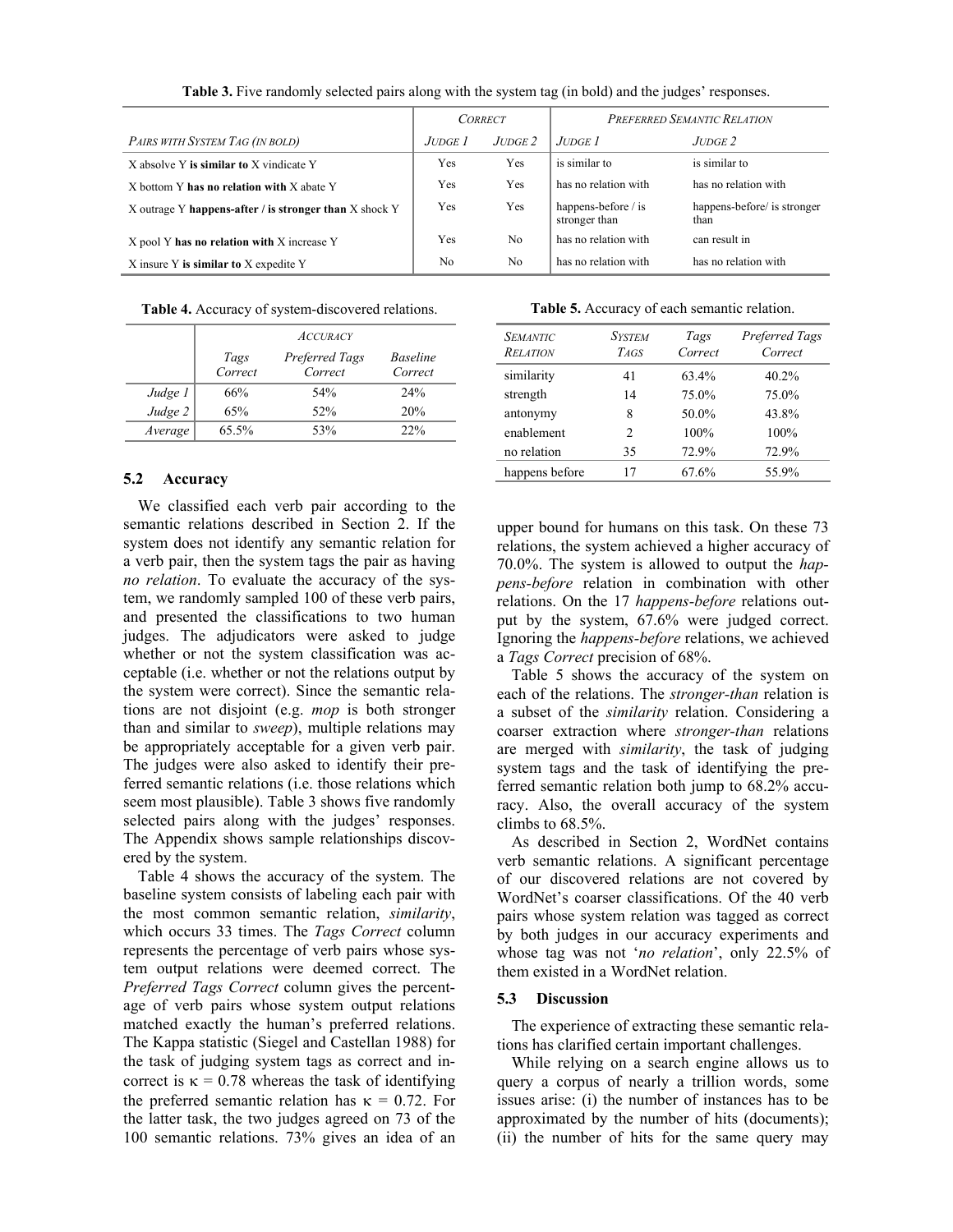**Table 3.** Five randomly selected pairs along with the system tag (in bold) and the judges' responses.

| | Correct | | Preferred Semantic Relation | |
|---|---|---|---|---|
| Pairs with System Tag (in bold) | Judge 1 | Judge 2 | Judge 1 | Judge 2 |
| X absolve Y **is similar to** X vindicate Y | Yes | Yes | is similar to | is similar to |
| X bottom Y **has no relation with** X abate Y | Yes | Yes | has no relation with | has no relation with |
| X outrage Y **happens-after / is stronger than** X shock Y | Yes | Yes | happens-before / is stronger than | happens-before/ is stronger than |
| X pool Y **has no relation with** X increase Y | Yes | No | has no relation with | can result in |
| X insure Y **is similar to** X expedite Y | No | No | has no relation with | has no relation with |

**Table 4.** Accuracy of system-discovered relations.

| | Accuracy | | |
|---|---|---|---|
| | *Tags Correct* | *Preferred Tags Correct* | *Baseline Correct* |
| *Judge 1* | 66% | 54% | 24% |
| *Judge 2* | 65% | 52% | 20% |
| *Average* | 65.5% | 53% | 22% |

**Table 5.** Accuracy of each semantic relation.

| Semantic Relation | System Tags | *Tags Correct* | *Preferred Tags Correct* |
|---|---|---|---|
| similarity | 41 | 63.4% | 40.2% |
| strength | 14 | 75.0% | 75.0% |
| antonymy | 8 | 50.0% | 43.8% |
| enablement | 2 | 100% | 100% |
| no relation | 35 | 72.9% | 72.9% |
| happens before | 17 | 67.6% | 55.9% |

### 5.2 Accuracy

We classified each verb pair according to the semantic relations described in Section 2. If the system does not identify any semantic relation for a verb pair, then the system tags the pair as having *no relation*. To evaluate the accuracy of the system, we randomly sampled 100 of these verb pairs, and presented the classifications to two human judges. The adjudicators were asked to judge whether or not the system classification was acceptable (i.e. whether or not the relations output by the system were correct). Since the semantic relations are not disjoint (e.g. *mop* is both stronger than and similar to *sweep*), multiple relations may be appropriately acceptable for a given verb pair. The judges were also asked to identify their preferred semantic relations (i.e. those relations which seem most plausible). Table 3 shows five randomly selected pairs along with the judges' responses. The Appendix shows sample relationships discovered by the system.

Table 4 shows the accuracy of the system. The baseline system consists of labeling each pair with the most common semantic relation, *similarity*, which occurs 33 times. The *Tags Correct* column represents the percentage of verb pairs whose system output relations were deemed correct. The *Preferred Tags Correct* column gives the percentage of verb pairs whose system output relations matched exactly the human's preferred relations. The Kappa statistic (Siegel and Castellan 1988) for the task of judging system tags as correct and incorrect is $\kappa = 0.78$ whereas the task of identifying the preferred semantic relation has $\kappa = 0.72$. For the latter task, the two judges agreed on 73 of the 100 semantic relations. 73% gives an idea of an upper bound for humans on this task. On these 73 relations, the system achieved a higher accuracy of 70.0%. The system is allowed to output the *happens-before* relation in combination with other relations. On the 17 *happens-before* relations output by the system, 67.6% were judged correct. Ignoring the *happens-before* relations, we achieved a *Tags Correct* precision of 68%.

Table 5 shows the accuracy of the system on each of the relations. The *stronger-than* relation is a subset of the *similarity* relation. Considering a coarser extraction where *stronger-than* relations are merged with *similarity*, the task of judging system tags and the task of identifying the preferred semantic relation both jump to 68.2% accuracy. Also, the overall accuracy of the system climbs to 68.5%.

As described in Section 2, WordNet contains verb semantic relations. A significant percentage of our discovered relations are not covered by WordNet's coarser classifications. Of the 40 verb pairs whose system relation was tagged as correct by both judges in our accuracy experiments and whose tag was not '*no relation*', only 22.5% of them existed in a WordNet relation.

### 5.3 Discussion

The experience of extracting these semantic relations has clarified certain important challenges.

While relying on a search engine allows us to query a corpus of nearly a trillion words, some issues arise: (i) the number of instances has to be approximated by the number of hits (documents); (ii) the number of hits for the same query may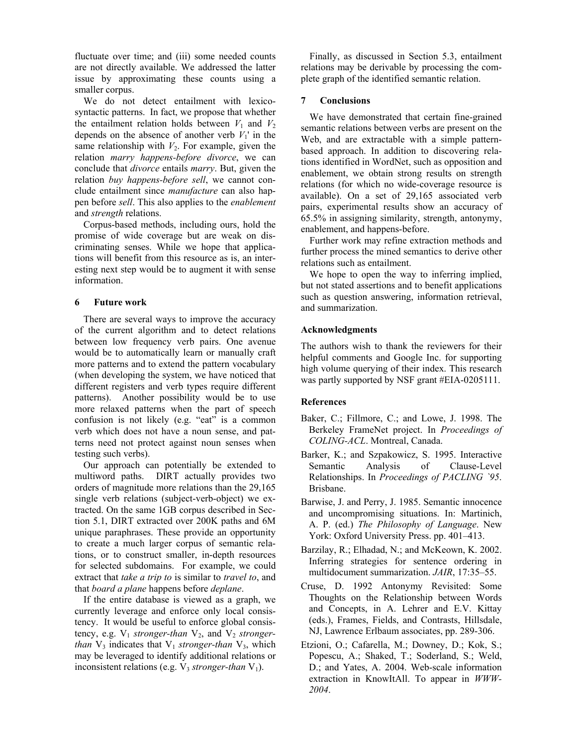fluctuate over time; and (iii) some needed counts are not directly available. We addressed the latter issue by approximating these counts using a smaller corpus.

We do not detect entailment with lexico-syntactic patterns. In fact, we propose that whether the entailment relation holds between $V_1$ and $V_2$ depends on the absence of another verb $V_1'$ in the same relationship with $V_2$. For example, given the relation *marry happens-before divorce*, we can conclude that *divorce* entails *marry*. But, given the relation *buy happens-before sell*, we cannot conclude entailment since *manufacture* can also happen before *sell*. This also applies to the *enablement* and *strength* relations.

Corpus-based methods, including ours, hold the promise of wide coverage but are weak on discriminating senses. While we hope that applications will benefit from this resource as is, an interesting next step would be to augment it with sense information.

## 6 Future work

There are several ways to improve the accuracy of the current algorithm and to detect relations between low frequency verb pairs. One avenue would be to automatically learn or manually craft more patterns and to extend the pattern vocabulary (when developing the system, we have noticed that different registers and verb types require different patterns). Another possibility would be to use more relaxed patterns when the part of speech confusion is not likely (e.g. "eat" is a common verb which does not have a noun sense, and patterns need not protect against noun senses when testing such verbs).

Our approach can potentially be extended to multiword paths. DIRT actually provides two orders of magnitude more relations than the 29,165 single verb relations (subject-verb-object) we extracted. On the same 1GB corpus described in Section 5.1, DIRT extracted over 200K paths and 6M unique paraphrases. These provide an opportunity to create a much larger corpus of semantic relations, or to construct smaller, in-depth resources for selected subdomains. For example, we could extract that *take a trip to* is similar to *travel to*, and that *board a plane* happens before *deplane*.

If the entire database is viewed as a graph, we currently leverage and enforce only local consistency. It would be useful to enforce global consistency, e.g. $V_1$ *stronger-than* $V_2$, and $V_2$ *stronger-than* $V_3$ indicates that $V_1$ *stronger-than* $V_3$, which may be leveraged to identify additional relations or inconsistent relations (e.g. $V_3$ *stronger-than* $V_1$).

Finally, as discussed in Section 5.3, entailment relations may be derivable by processing the complete graph of the identified semantic relation.

## 7 Conclusions

We have demonstrated that certain fine-grained semantic relations between verbs are present on the Web, and are extractable with a simple pattern-based approach. In addition to discovering relations identified in WordNet, such as opposition and enablement, we obtain strong results on strength relations (for which no wide-coverage resource is available). On a set of 29,165 associated verb pairs, experimental results show an accuracy of 65.5% in assigning similarity, strength, antonymy, enablement, and happens-before.

Further work may refine extraction methods and further process the mined semantics to derive other relations such as entailment.

We hope to open the way to inferring implied, but not stated assertions and to benefit applications such as question answering, information retrieval, and summarization.

### Acknowledgments

The authors wish to thank the reviewers for their helpful comments and Google Inc. for supporting high volume querying of their index. This research was partly supported by NSF grant #EIA-0205111.

### References

Baker, C.; Fillmore, C.; and Lowe, J. 1998. The Berkeley FrameNet project. In *Proceedings of COLING-ACL*. Montreal, Canada.

Barker, K.; and Szpakowicz, S. 1995. Interactive Semantic Analysis of Clause-Level Relationships. In *Proceedings of PACLING `95*. Brisbane.

Barwise, J. and Perry, J. 1985. Semantic innocence and uncompromising situations. In: Martinich, A. P. (ed.) *The Philosophy of Language*. New York: Oxford University Press. pp. 401–413.

Barzilay, R.; Elhadad, N.; and McKeown, K. 2002. Inferring strategies for sentence ordering in multidocument summarization. *JAIR*, 17:35–55.

Cruse, D. 1992 Antonymy Revisited: Some Thoughts on the Relationship between Words and Concepts, in A. Lehrer and E.V. Kittay (eds.), Frames, Fields, and Contrasts, Hillsdale, NJ, Lawrence Erlbaum associates, pp. 289-306.

Etzioni, O.; Cafarella, M.; Downey, D.; Kok, S.; Popescu, A.; Shaked, T.; Soderland, S.; Weld, D.; and Yates, A. 2004. Web-scale information extraction in KnowItAll. To appear in *WWW-2004*.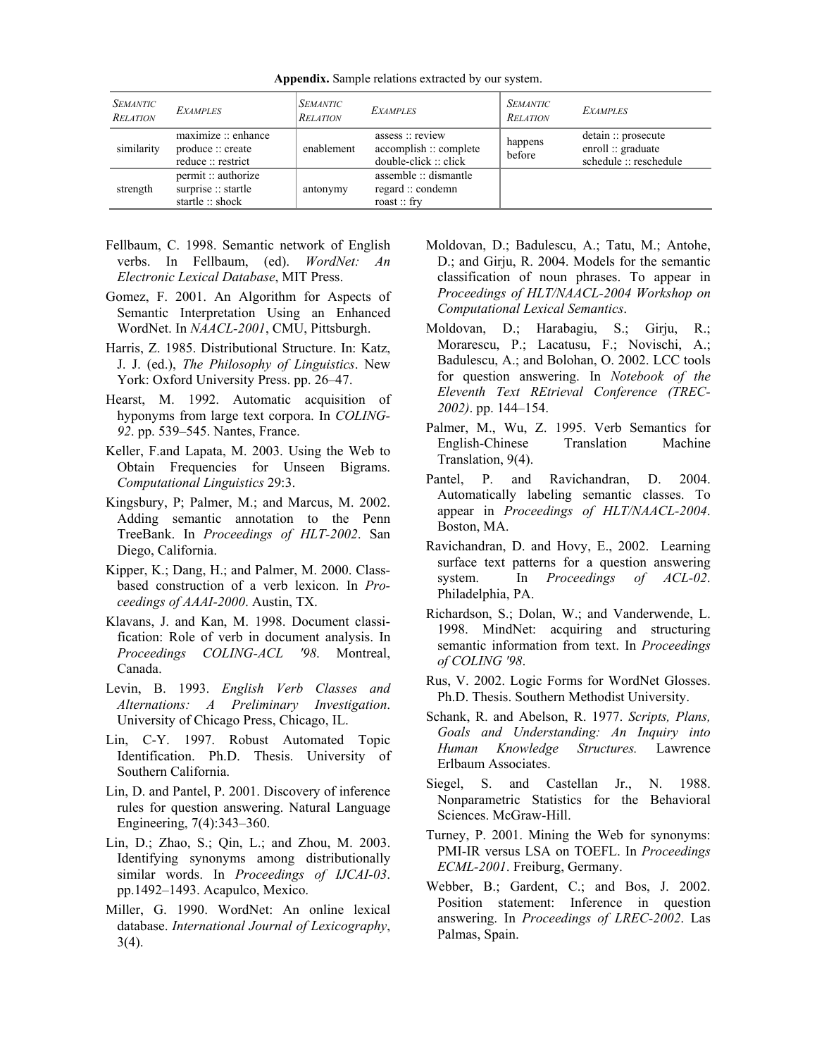**Appendix.** Sample relations extracted by our system.

| SEMANTIC RELATION | EXAMPLES | SEMANTIC RELATION | EXAMPLES | SEMANTIC RELATION | EXAMPLES |
|---|---|---|---|---|---|
| similarity | maximize :: enhance<br>produce :: create<br>reduce :: restrict | enablement | assess :: review<br>accomplish :: complete<br>double-click :: click | happens before | detain :: prosecute<br>enroll :: graduate<br>schedule :: reschedule |
| strength | permit :: authorize<br>surprise :: startle<br>startle :: shock | antonymy | assemble :: dismantle<br>regard :: condemn<br>roast :: fry | | |

Fellbaum, C. 1998. Semantic network of English verbs. In Fellbaum, (ed). *WordNet: An Electronic Lexical Database*, MIT Press.

Gomez, F. 2001. An Algorithm for Aspects of Semantic Interpretation Using an Enhanced WordNet. In *NAACL-2001*, CMU, Pittsburgh.

Harris, Z. 1985. Distributional Structure. In: Katz, J. J. (ed.), *The Philosophy of Linguistics*. New York: Oxford University Press. pp. 26–47.

Hearst, M. 1992. Automatic acquisition of hyponyms from large text corpora. In *COLING-92*. pp. 539–545. Nantes, France.

Keller, F.and Lapata, M. 2003. Using the Web to Obtain Frequencies for Unseen Bigrams. *Computational Linguistics* 29:3.

Kingsbury, P; Palmer, M.; and Marcus, M. 2002. Adding semantic annotation to the Penn TreeBank. In *Proceedings of HLT-2002*. San Diego, California.

Kipper, K.; Dang, H.; and Palmer, M. 2000. Class-based construction of a verb lexicon. In *Proceedings of AAAI-2000*. Austin, TX.

Klavans, J. and Kan, M. 1998. Document classification: Role of verb in document analysis. In *Proceedings COLING-ACL '98*. Montreal, Canada.

Levin, B. 1993. *English Verb Classes and Alternations: A Preliminary Investigation*. University of Chicago Press, Chicago, IL.

Lin, C-Y. 1997. Robust Automated Topic Identification. Ph.D. Thesis. University of Southern California.

Lin, D. and Pantel, P. 2001. Discovery of inference rules for question answering. Natural Language Engineering, 7(4):343–360.

Lin, D.; Zhao, S.; Qin, L.; and Zhou, M. 2003. Identifying synonyms among distributionally similar words. In *Proceedings of IJCAI-03*. pp.1492–1493. Acapulco, Mexico.

Miller, G. 1990. WordNet: An online lexical database. *International Journal of Lexicography*, 3(4).

Moldovan, D.; Badulescu, A.; Tatu, M.; Antohe, D.; and Girju, R. 2004. Models for the semantic classification of noun phrases. To appear in *Proceedings of HLT/NAACL-2004 Workshop on Computational Lexical Semantics*.

Moldovan, D.; Harabagiu, S.; Girju, R.; Morarescu, P.; Lacatusu, F.; Novischi, A.; Badulescu, A.; and Bolohan, O. 2002. LCC tools for question answering. In *Notebook of the Eleventh Text REtrieval Conference (TREC-2002)*. pp. 144–154.

Palmer, M., Wu, Z. 1995. Verb Semantics for English-Chinese Translation Machine Translation, 9(4).

Pantel, P. and Ravichandran, D. 2004. Automatically labeling semantic classes. To appear in *Proceedings of HLT/NAACL-2004*. Boston, MA.

Ravichandran, D. and Hovy, E., 2002. Learning surface text patterns for a question answering system. In *Proceedings of ACL-02*. Philadelphia, PA.

Richardson, S.; Dolan, W.; and Vanderwende, L. 1998. MindNet: acquiring and structuring semantic information from text. In *Proceedings of COLING '98*.

Rus, V. 2002. Logic Forms for WordNet Glosses. Ph.D. Thesis. Southern Methodist University.

Schank, R. and Abelson, R. 1977. *Scripts, Plans, Goals and Understanding: An Inquiry into Human Knowledge Structures.* Lawrence Erlbaum Associates.

Siegel, S. and Castellan Jr., N. 1988. Nonparametric Statistics for the Behavioral Sciences. McGraw-Hill.

Turney, P. 2001. Mining the Web for synonyms: PMI-IR versus LSA on TOEFL. In *Proceedings ECML-2001*. Freiburg, Germany.

Webber, B.; Gardent, C.; and Bos, J. 2002. Position statement: Inference in question answering. In *Proceedings of LREC-2002*. Las Palmas, Spain.